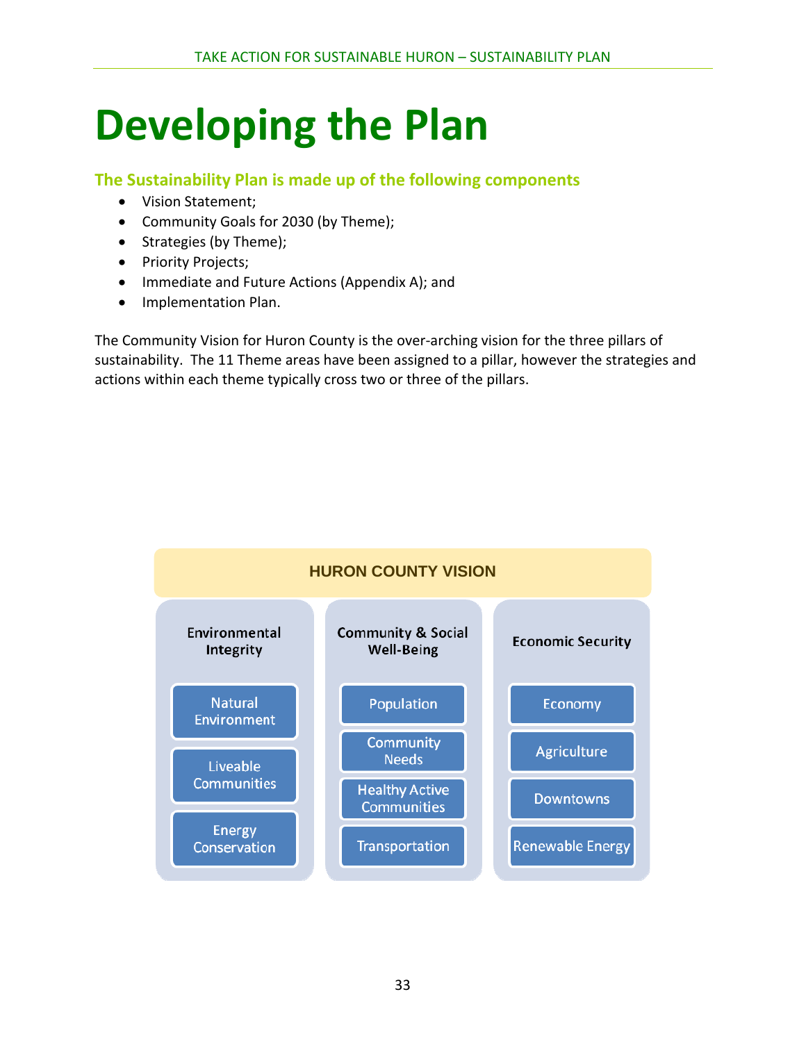# Developing the Plan

### The Sustainability Plan is made up of the following components

- Vision Statement;
- Community Goals for 2030 (by Theme);
- Strategies (by Theme);
- Priority Projects;
- Immediate and Future Actions (Appendix A); and
- Implementation Plan.

The Community Vision for Huron County is the over-arching vision for the three pillars of sustainability. The 11 Theme areas have been assigned to a pillar, however the strategies and actions within each theme typically cross two or three of the pillars.

**HURON COUNTY VISION**

| Environmental Integrity | Community & Social Well-Being | Economic Security |
| --- | --- | --- |
| Natural Environment | Population | Economy |
| Liveable Communities | Community Needs | Agriculture |
| Energy Conservation | Healthy Active Communities | Downtowns |
| | Transportation | Renewable Energy |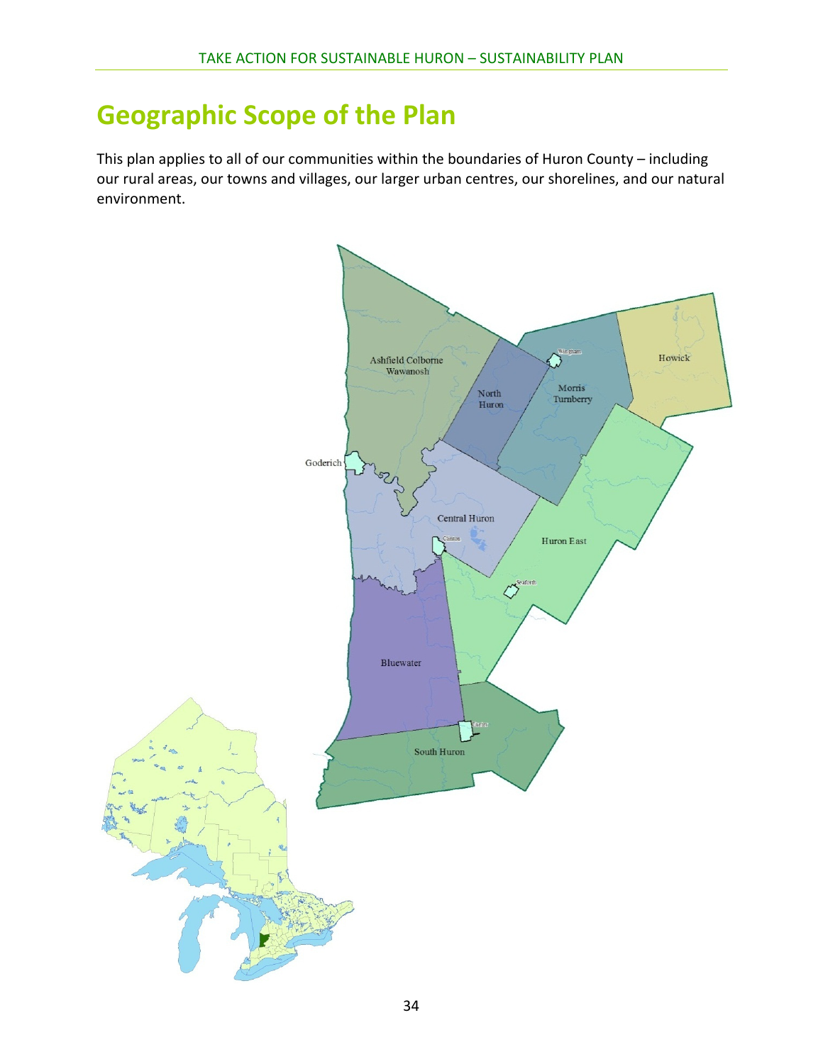# Geographic Scope of the Plan

This plan applies to all of our communities within the boundaries of Huron County – including our rural areas, our towns and villages, our larger urban centres, our shorelines, and our natural environment.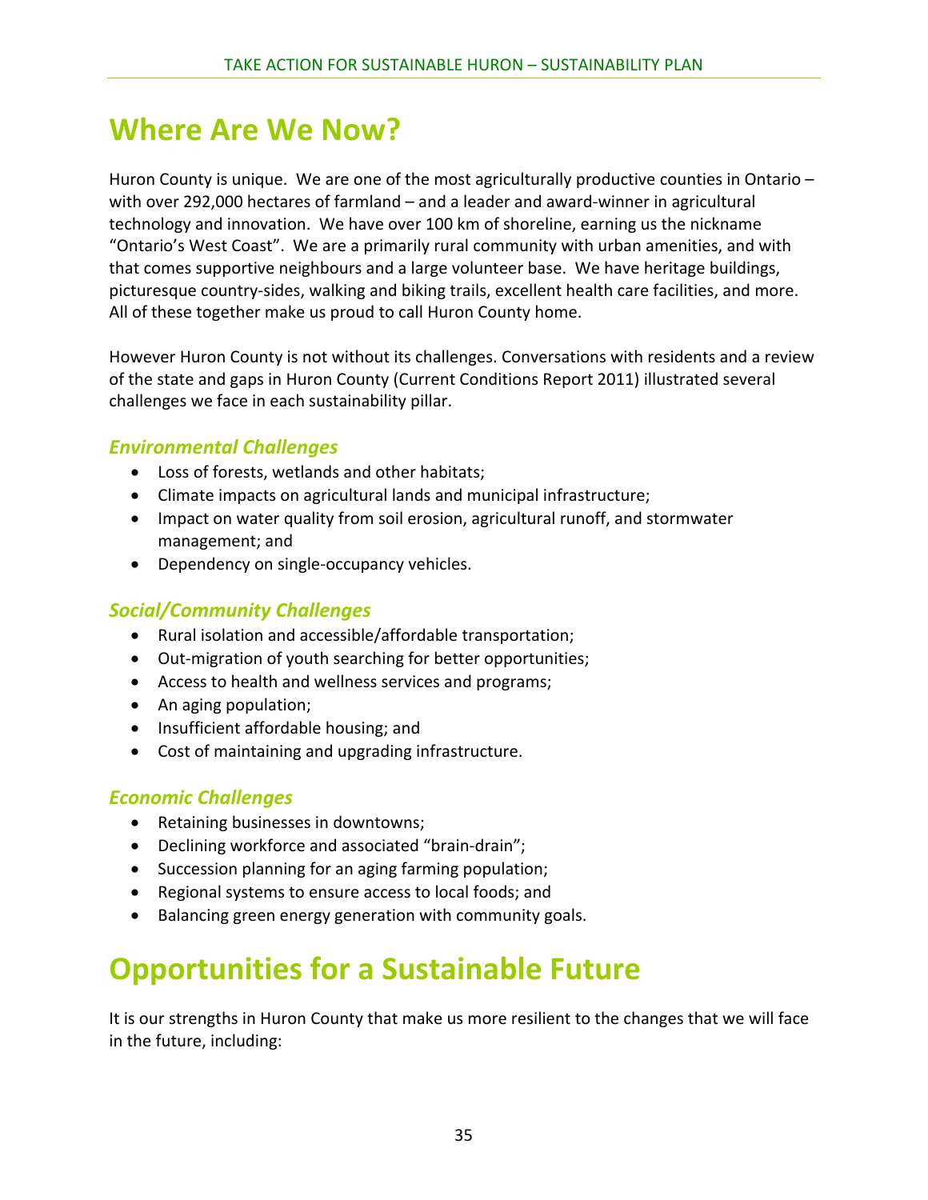# Where Are We Now?

Huron County is unique. We are one of the most agriculturally productive counties in Ontario – with over 292,000 hectares of farmland – and a leader and award-winner in agricultural technology and innovation. We have over 100 km of shoreline, earning us the nickname "Ontario's West Coast". We are a primarily rural community with urban amenities, and with that comes supportive neighbours and a large volunteer base. We have heritage buildings, picturesque country-sides, walking and biking trails, excellent health care facilities, and more. All of these together make us proud to call Huron County home.

However Huron County is not without its challenges. Conversations with residents and a review of the state and gaps in Huron County (Current Conditions Report 2011) illustrated several challenges we face in each sustainability pillar.

### *Environmental Challenges*

- Loss of forests, wetlands and other habitats;
- Climate impacts on agricultural lands and municipal infrastructure;
- Impact on water quality from soil erosion, agricultural runoff, and stormwater management; and
- Dependency on single-occupancy vehicles.

### *Social/Community Challenges*

- Rural isolation and accessible/affordable transportation;
- Out-migration of youth searching for better opportunities;
- Access to health and wellness services and programs;
- An aging population;
- Insufficient affordable housing; and
- Cost of maintaining and upgrading infrastructure.

### *Economic Challenges*

- Retaining businesses in downtowns;
- Declining workforce and associated "brain-drain";
- Succession planning for an aging farming population;
- Regional systems to ensure access to local foods; and
- Balancing green energy generation with community goals.

# Opportunities for a Sustainable Future

It is our strengths in Huron County that make us more resilient to the changes that we will face in the future, including: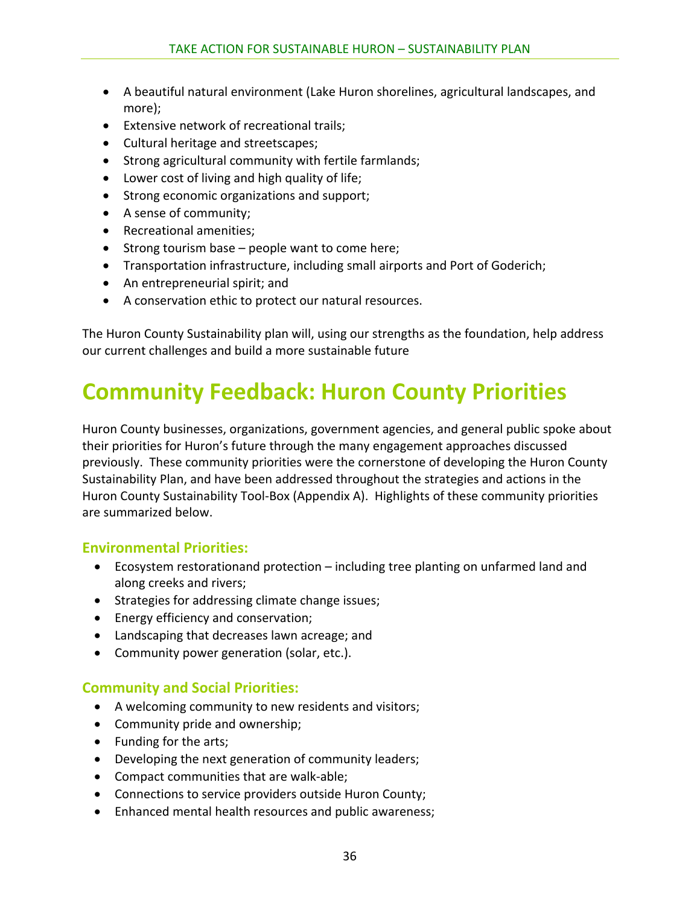- A beautiful natural environment (Lake Huron shorelines, agricultural landscapes, and more);
- Extensive network of recreational trails;
- Cultural heritage and streetscapes;
- Strong agricultural community with fertile farmlands;
- Lower cost of living and high quality of life;
- Strong economic organizations and support;
- A sense of community;
- Recreational amenities;
- Strong tourism base – people want to come here;
- Transportation infrastructure, including small airports and Port of Goderich;
- An entrepreneurial spirit; and
- A conservation ethic to protect our natural resources.

The Huron County Sustainability plan will, using our strengths as the foundation, help address our current challenges and build a more sustainable future

# Community Feedback: Huron County Priorities

Huron County businesses, organizations, government agencies, and general public spoke about their priorities for Huron's future through the many engagement approaches discussed previously. These community priorities were the cornerstone of developing the Huron County Sustainability Plan, and have been addressed throughout the strategies and actions in the Huron County Sustainability Tool-Box (Appendix A). Highlights of these community priorities are summarized below.

### Environmental Priorities:

- Ecosystem restorationand protection – including tree planting on unfarmed land and along creeks and rivers;
- Strategies for addressing climate change issues;
- Energy efficiency and conservation;
- Landscaping that decreases lawn acreage; and
- Community power generation (solar, etc.).

### Community and Social Priorities:

- A welcoming community to new residents and visitors;
- Community pride and ownership;
- Funding for the arts;
- Developing the next generation of community leaders;
- Compact communities that are walk-able;
- Connections to service providers outside Huron County;
- Enhanced mental health resources and public awareness;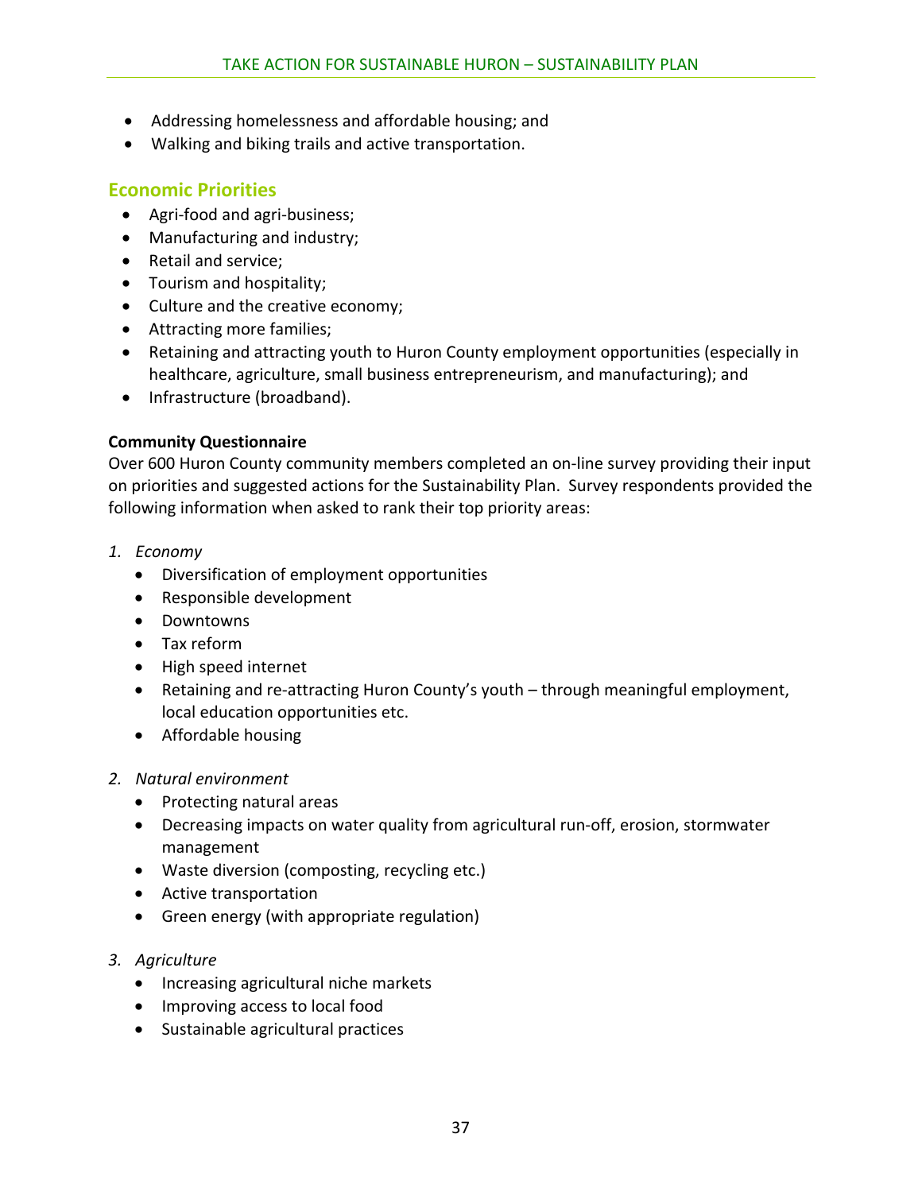- Addressing homelessness and affordable housing; and
- Walking and biking trails and active transportation.

## Economic Priorities

- Agri-food and agri-business;
- Manufacturing and industry;
- Retail and service;
- Tourism and hospitality;
- Culture and the creative economy;
- Attracting more families;
- Retaining and attracting youth to Huron County employment opportunities (especially in healthcare, agriculture, small business entrepreneurism, and manufacturing); and
- Infrastructure (broadband).

**Community Questionnaire**

Over 600 Huron County community members completed an on-line survey providing their input on priorities and suggested actions for the Sustainability Plan. Survey respondents provided the following information when asked to rank their top priority areas:

1. *Economy*
   - Diversification of employment opportunities
   - Responsible development
   - Downtowns
   - Tax reform
   - High speed internet
   - Retaining and re-attracting Huron County's youth – through meaningful employment, local education opportunities etc.
   - Affordable housing

2. *Natural environment*
   - Protecting natural areas
   - Decreasing impacts on water quality from agricultural run-off, erosion, stormwater management
   - Waste diversion (composting, recycling etc.)
   - Active transportation
   - Green energy (with appropriate regulation)

3. *Agriculture*
   - Increasing agricultural niche markets
   - Improving access to local food
   - Sustainable agricultural practices